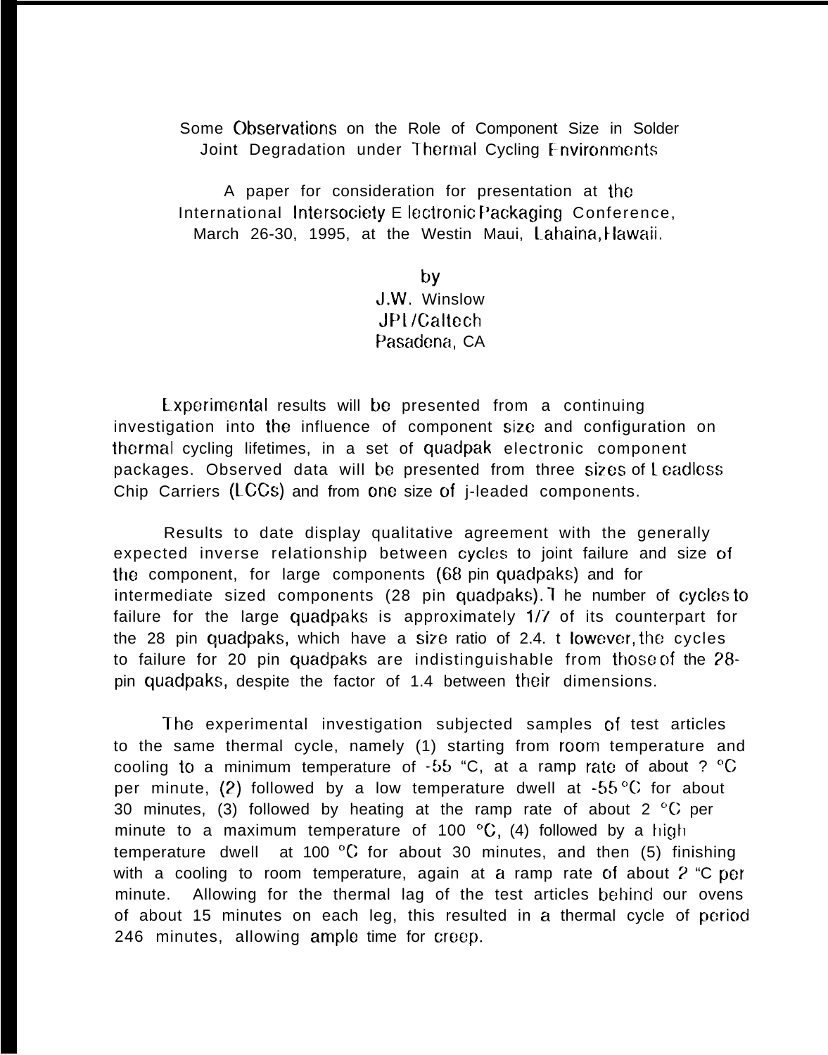# Some Observations on the Role of Component Size in Solder Joint Degradation under Thermal Cycling Environments

A paper for consideration for presentation at the International Intersociety Electronic Packaging Conference, March 26-30, 1995, at the Westin Maui, Lahaina, Hawaii.

by
J.W. Winslow
JPL/Caltech
Pasadena, CA

Experimental results will be presented from a continuing investigation into the influence of component size and configuration on thermal cycling lifetimes, in a set of quadpak electronic component packages. Observed data will be presented from three sizes of Leadless Chip Carriers (LCCs) and from one size of j-leaded components.

Results to date display qualitative agreement with the generally expected inverse relationship between cycles to joint failure and size of the component, for large components (68 pin quadpaks) and for intermediate sized components (28 pin quadpaks). The number of cycles to failure for the large quadpaks is approximately 1/7 of its counterpart for the 28 pin quadpaks, which have a size ratio of 2.4. However, the cycles to failure for 20 pin quadpaks are indistinguishable from those of the 28-pin quadpaks, despite the factor of 1.4 between their dimensions.

The experimental investigation subjected samples of test articles to the same thermal cycle, namely (1) starting from room temperature and cooling to a minimum temperature of -55 °C, at a ramp rate of about ? °C per minute, (2) followed by a low temperature dwell at -55 °C for about 30 minutes, (3) followed by heating at the ramp rate of about 2 °C per minute to a maximum temperature of 100 °C, (4) followed by a high temperature dwell at 100 °C for about 30 minutes, and then (5) finishing with a cooling to room temperature, again at a ramp rate of about 2 °C per minute. Allowing for the thermal lag of the test articles behind our ovens of about 15 minutes on each leg, this resulted in a thermal cycle of period 246 minutes, allowing ample time for creep.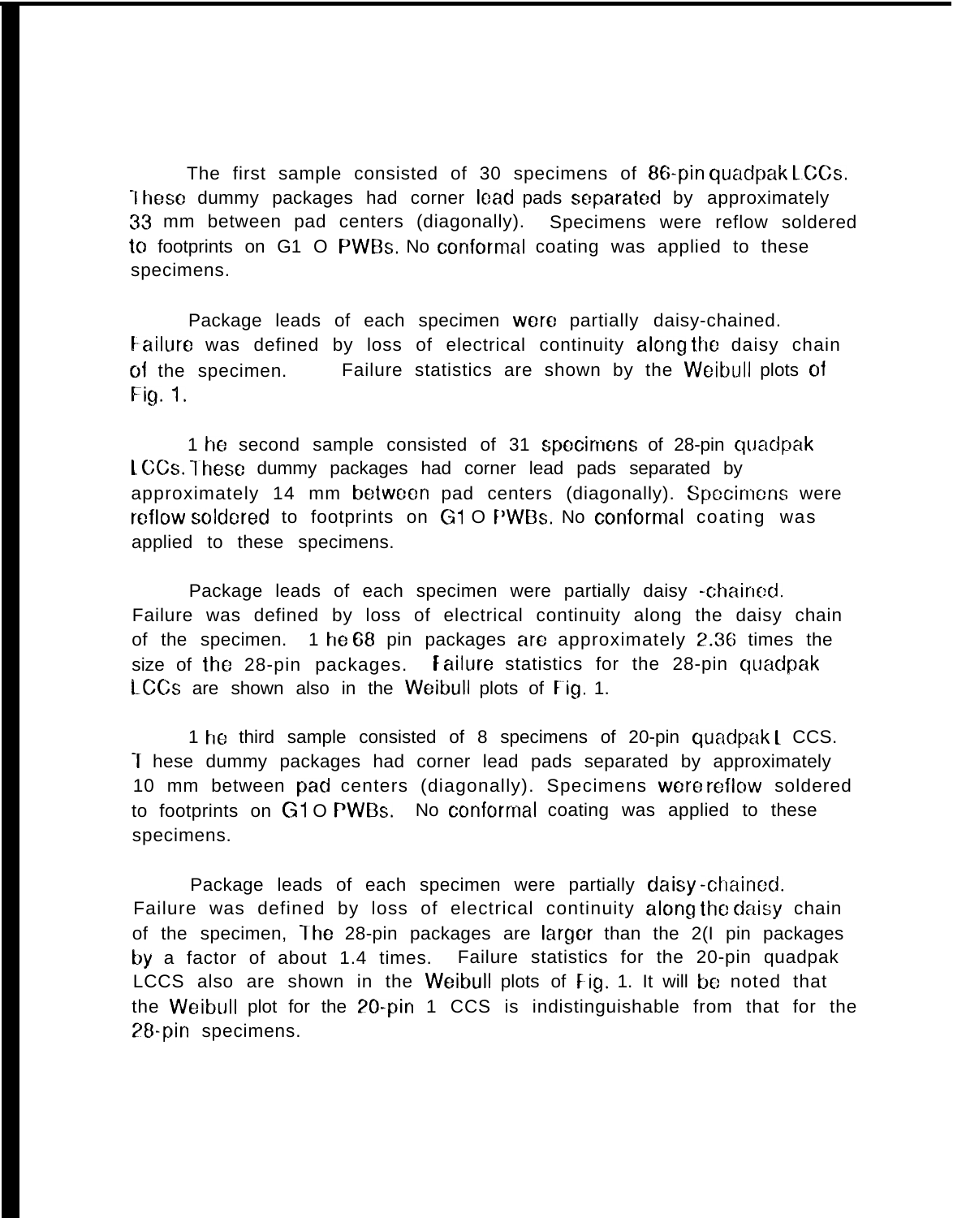The first sample consisted of 30 specimens of 86-pin quadpak LCCs. These dummy packages had corner lead pads separated by approximately 33 mm between pad centers (diagonally). Specimens were reflow soldered to footprints on G1 O PWBs. No conformal coating was applied to these specimens.

Package leads of each specimen were partially daisy-chained. Failure was defined by loss of electrical continuity along the daisy chain of the specimen. Failure statistics are shown by the Weibull plots of Fig. 1.

The second sample consisted of 31 specimens of 28-pin quadpak LCCs. These dummy packages had corner lead pads separated by approximately 14 mm between pad centers (diagonally). Specimens were reflow soldered to footprints on G1 O PWBs. No conformal coating was applied to these specimens.

Package leads of each specimen were partially daisy -chained. Failure was defined by loss of electrical continuity along the daisy chain of the specimen. The 68 pin packages are approximately 2.36 times the size of the 28-pin packages. Failure statistics for the 28-pin quadpak LCCs are shown also in the Weibull plots of Fig. 1.

The third sample consisted of 8 specimens of 20-pin quadpak L CCS. These dummy packages had corner lead pads separated by approximately 10 mm between pad centers (diagonally). Specimens were reflow soldered to footprints on G1 O PWBs. No conformal coating was applied to these specimens.

Package leads of each specimen were partially daisy-chained. Failure was defined by loss of electrical continuity along the daisy chain of the specimen, The 28-pin packages are larger than the 2(I pin packages by a factor of about 1.4 times. Failure statistics for the 20-pin quadpak LCCS also are shown in the Weibull plots of Fig. 1. It will be noted that the Weibull plot for the 20-pin 1 CCS is indistinguishable from that for the 28-pin specimens.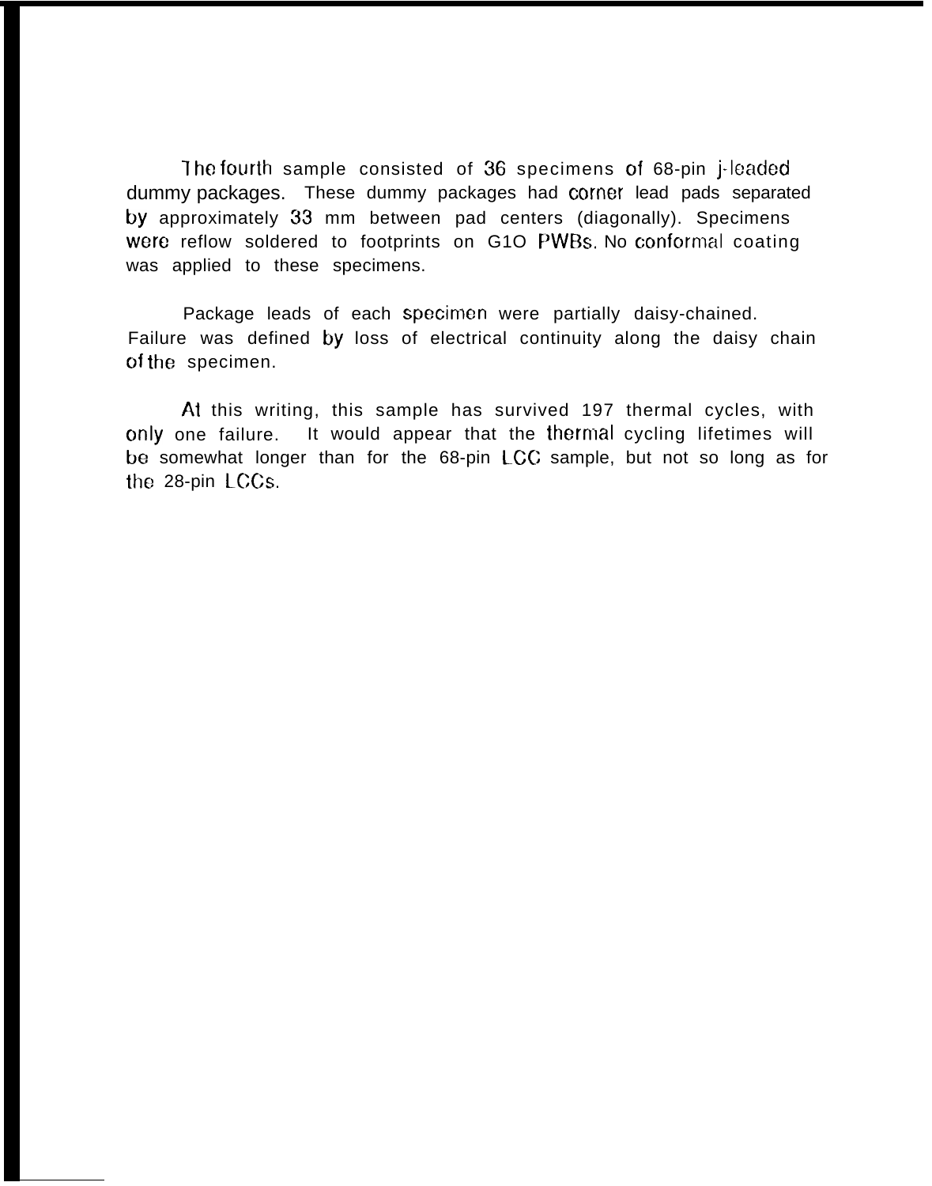The fourth sample consisted of 36 specimens of 68-pin j-leaded dummy packages. These dummy packages had corner lead pads separated by approximately 33 mm between pad centers (diagonally). Specimens were reflow soldered to footprints on G1O PWBs. No conformal coating was applied to these specimens.

Package leads of each specimen were partially daisy-chained. Failure was defined by loss of electrical continuity along the daisy chain of the specimen.

At this writing, this sample has survived 197 thermal cycles, with only one failure. It would appear that the thermal cycling lifetimes will be somewhat longer than for the 68-pin LCC sample, but not so long as for the 28-pin LCCs.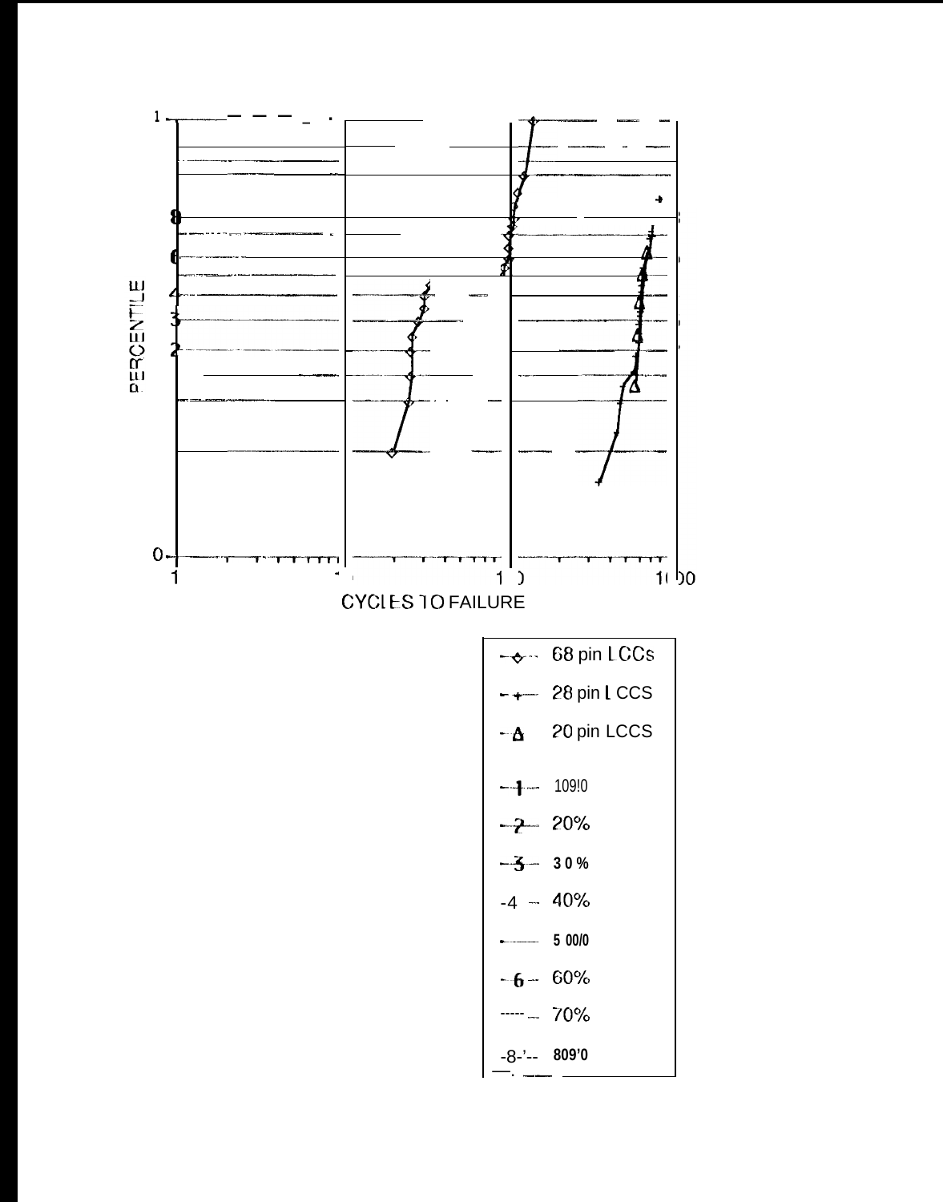1

8

6

4

3

2

0

PERCENTILE

1

10

100

1000

CYCLES TO FAILURE

68 pin LCCs

28 pin LCCS

20 pin LCCS

10%

20%

30%

40%

50%

60%

70%

80%